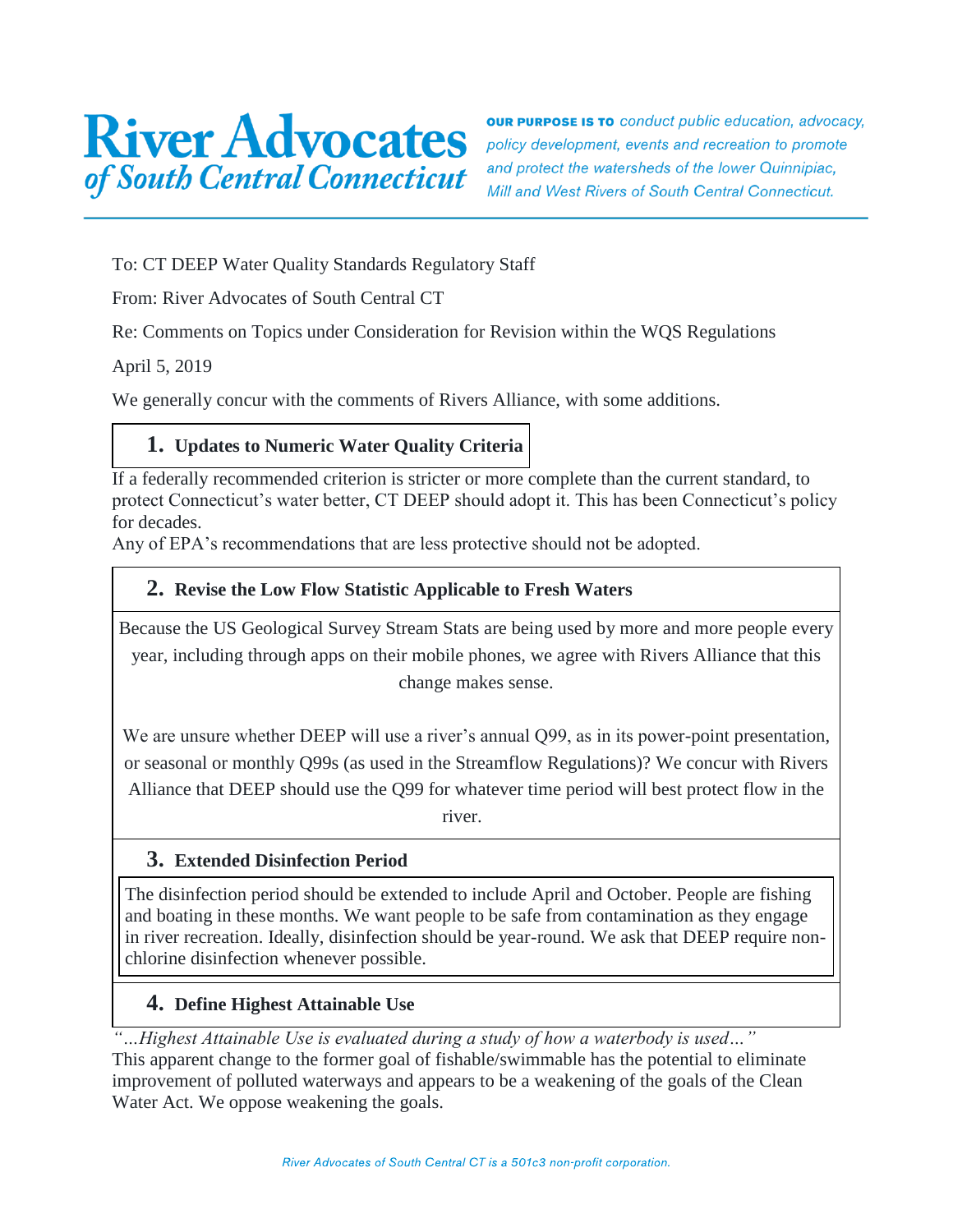# River Advocates *of South Central Connecticut*

**OUR PURPOSE IS TO** *conduct public education, advocacy, policy development, events and recreation to promote and protect the watersheds of the lower Quinnipiac, Mill and West Rivers of South Central Connecticut.*

To: CT DEEP Water Quality Standards Regulatory Staff

From: River Advocates of South Central CT

Re: Comments on Topics under Consideration for Revision within the WQS Regulations

April 5, 2019

We generally concur with the comments of Rivers Alliance, with some additions.

## 1. Updates to Numeric Water Quality Criteria

If a federally recommended criterion is stricter or more complete than the current standard, to protect Connecticut's water better, CT DEEP should adopt it. This has been Connecticut's policy for decades.

Any of EPA's recommendations that are less protective should not be adopted.

## 2. Revise the Low Flow Statistic Applicable to Fresh Waters

Because the US Geological Survey Stream Stats are being used by more and more people every year, including through apps on their mobile phones, we agree with Rivers Alliance that this change makes sense.

We are unsure whether DEEP will use a river's annual Q99, as in its power-point presentation, or seasonal or monthly Q99s (as used in the Streamflow Regulations)? We concur with Rivers Alliance that DEEP should use the Q99 for whatever time period will best protect flow in the river.

## 3. Extended Disinfection Period

The disinfection period should be extended to include April and October. People are fishing and boating in these months. We want people to be safe from contamination as they engage in river recreation. Ideally, disinfection should be year-round. We ask that DEEP require non-chlorine disinfection whenever possible.

## 4. Define Highest Attainable Use

*"...Highest Attainable Use is evaluated during a study of how a waterbody is used..."*

This apparent change to the former goal of fishable/swimmable has the potential to eliminate improvement of polluted waterways and appears to be a weakening of the goals of the Clean Water Act. We oppose weakening the goals.

*River Advocates of South Central CT is a 501c3 non-profit corporation.*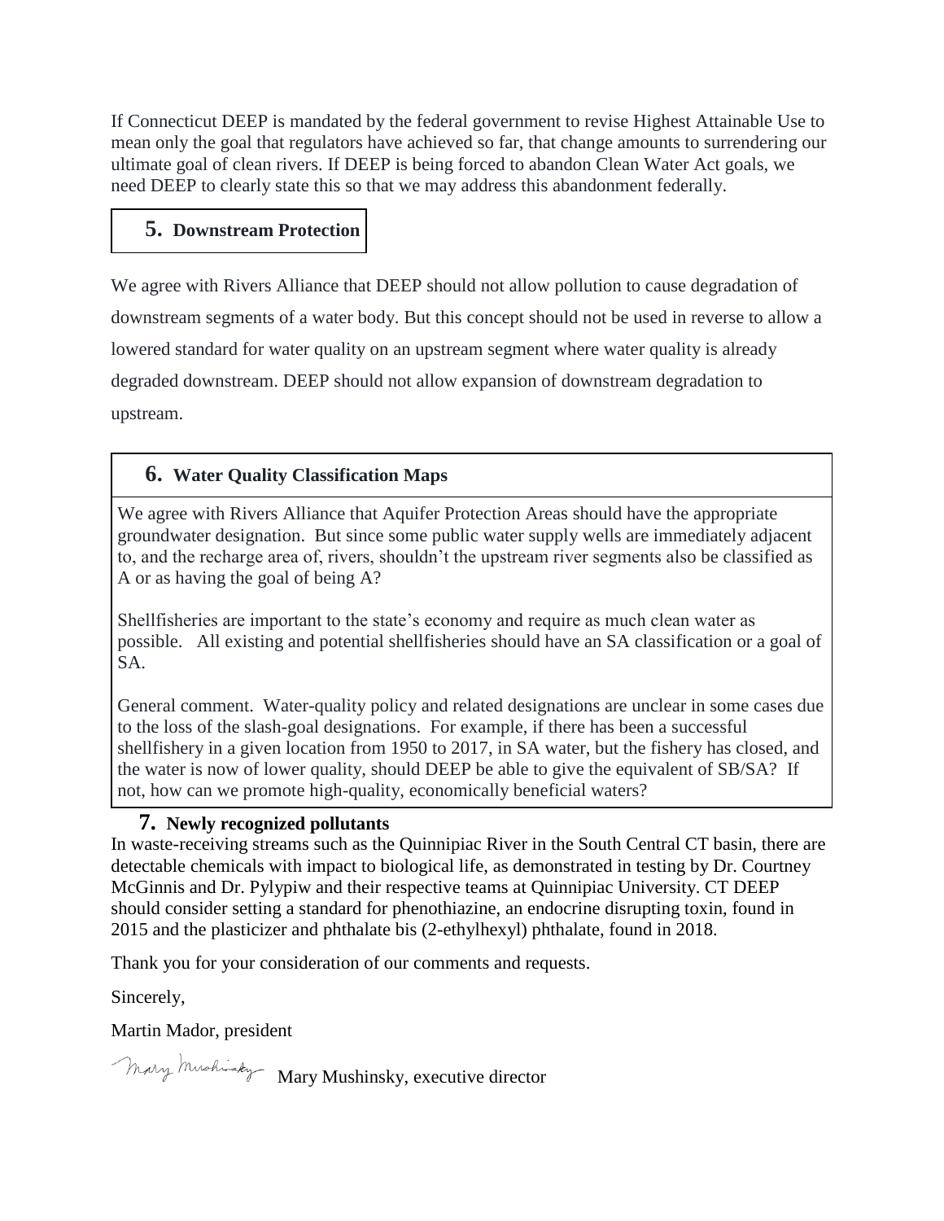If Connecticut DEEP is mandated by the federal government to revise Highest Attainable Use to mean only the goal that regulators have achieved so far, that change amounts to surrendering our ultimate goal of clean rivers. If DEEP is being forced to abandon Clean Water Act goals, we need DEEP to clearly state this so that we may address this abandonment federally.

## 5. Downstream Protection

We agree with Rivers Alliance that DEEP should not allow pollution to cause degradation of downstream segments of a water body. But this concept should not be used in reverse to allow a lowered standard for water quality on an upstream segment where water quality is already degraded downstream. DEEP should not allow expansion of downstream degradation to upstream.

## 6. Water Quality Classification Maps

We agree with Rivers Alliance that Aquifer Protection Areas should have the appropriate groundwater designation. But since some public water supply wells are immediately adjacent to, and the recharge area of, rivers, shouldn't the upstream river segments also be classified as A or as having the goal of being A?

Shellfisheries are important to the state's economy and require as much clean water as possible. All existing and potential shellfisheries should have an SA classification or a goal of SA.

General comment. Water-quality policy and related designations are unclear in some cases due to the loss of the slash-goal designations. For example, if there has been a successful shellfishery in a given location from 1950 to 2017, in SA water, but the fishery has closed, and the water is now of lower quality, should DEEP be able to give the equivalent of SB/SA? If not, how can we promote high-quality, economically beneficial waters?

## 7. Newly recognized pollutants

In waste-receiving streams such as the Quinnipiac River in the South Central CT basin, there are detectable chemicals with impact to biological life, as demonstrated in testing by Dr. Courtney McGinnis and Dr. Pylypiw and their respective teams at Quinnipiac University. CT DEEP should consider setting a standard for phenothiazine, an endocrine disrupting toxin, found in 2015 and the plasticizer and phthalate bis (2-ethylhexyl) phthalate, found in 2018.

Thank you for your consideration of our comments and requests.

Sincerely,

Martin Mador, president

Mary Mushinsky, executive director